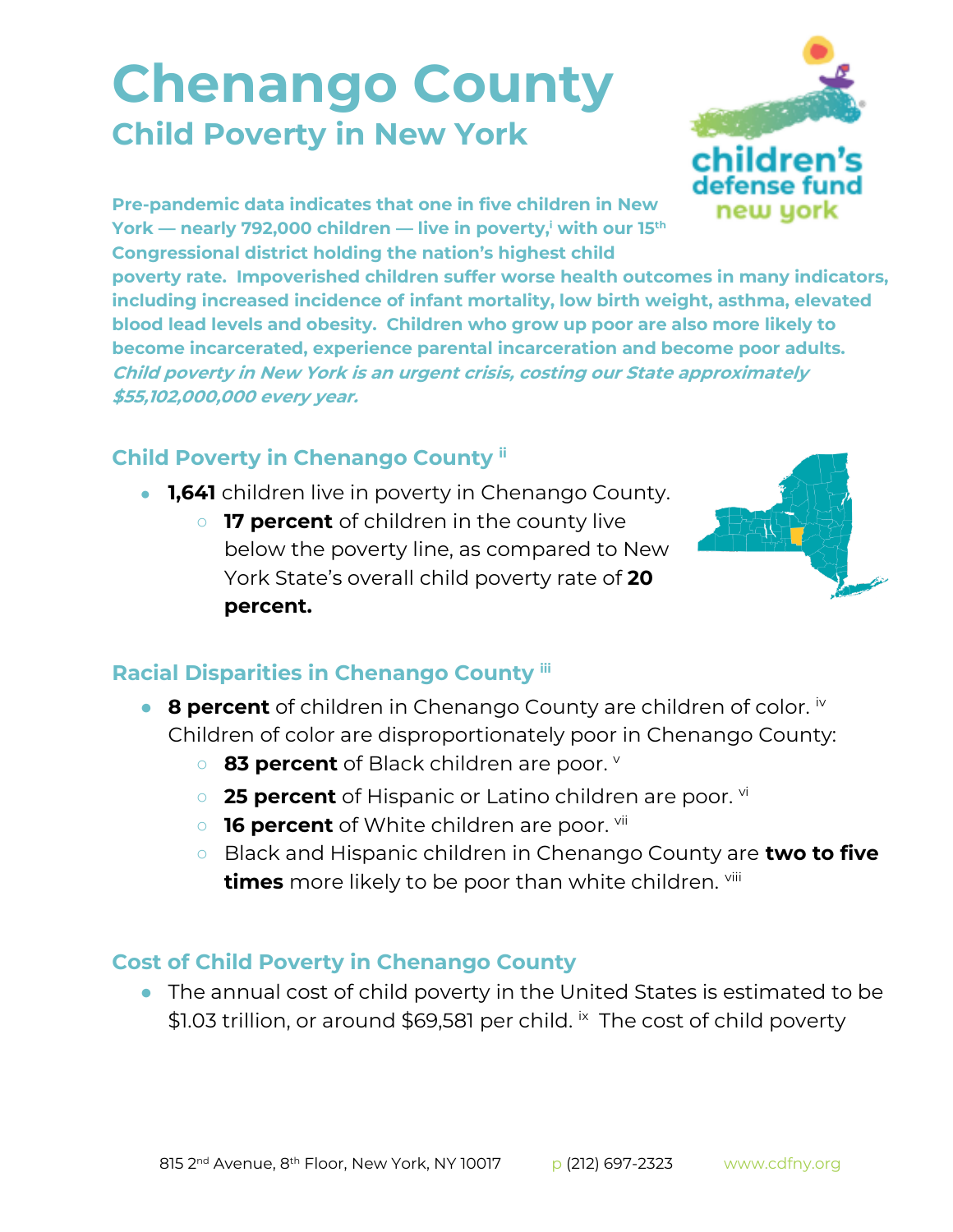# Chenango County

## Child Poverty in New York

**Pre-pandemic data indicates that one in five children in New York — nearly 792,000 children — live in poverty,[i] with our 15th Congressional district holding the nation's highest child poverty rate. Impoverished children suffer worse health outcomes in many indicators, including increased incidence of infant mortality, low birth weight, asthma, elevated blood lead levels and obesity. Children who grow up poor are also more likely to become incarcerated, experience parental incarceration and become poor adults.** ***Child poverty in New York is an urgent crisis, costing our State approximately $55,102,000,000 every year.***

### Child Poverty in Chenango County [ii]

- **1,641** children live in poverty in Chenango County.
  - **17 percent** of children in the county live below the poverty line, as compared to New York State's overall child poverty rate of **20 percent.**

### Racial Disparities in Chenango County [iii]

- **8 percent** of children in Chenango County are children of color. [iv] Children of color are disproportionately poor in Chenango County:
  - **83 percent** of Black children are poor. [v]
  - **25 percent** of Hispanic or Latino children are poor. [vi]
  - **16 percent** of White children are poor. [vii]
  - Black and Hispanic children in Chenango County are **two to five times** more likely to be poor than white children. [viii]

### Cost of Child Poverty in Chenango County

- The annual cost of child poverty in the United States is estimated to be $1.03 trillion, or around $69,581 per child. [ix] The cost of child poverty

815 2nd Avenue, 8th Floor, New York, NY 10017 p (212) 697-2323 www.cdfny.org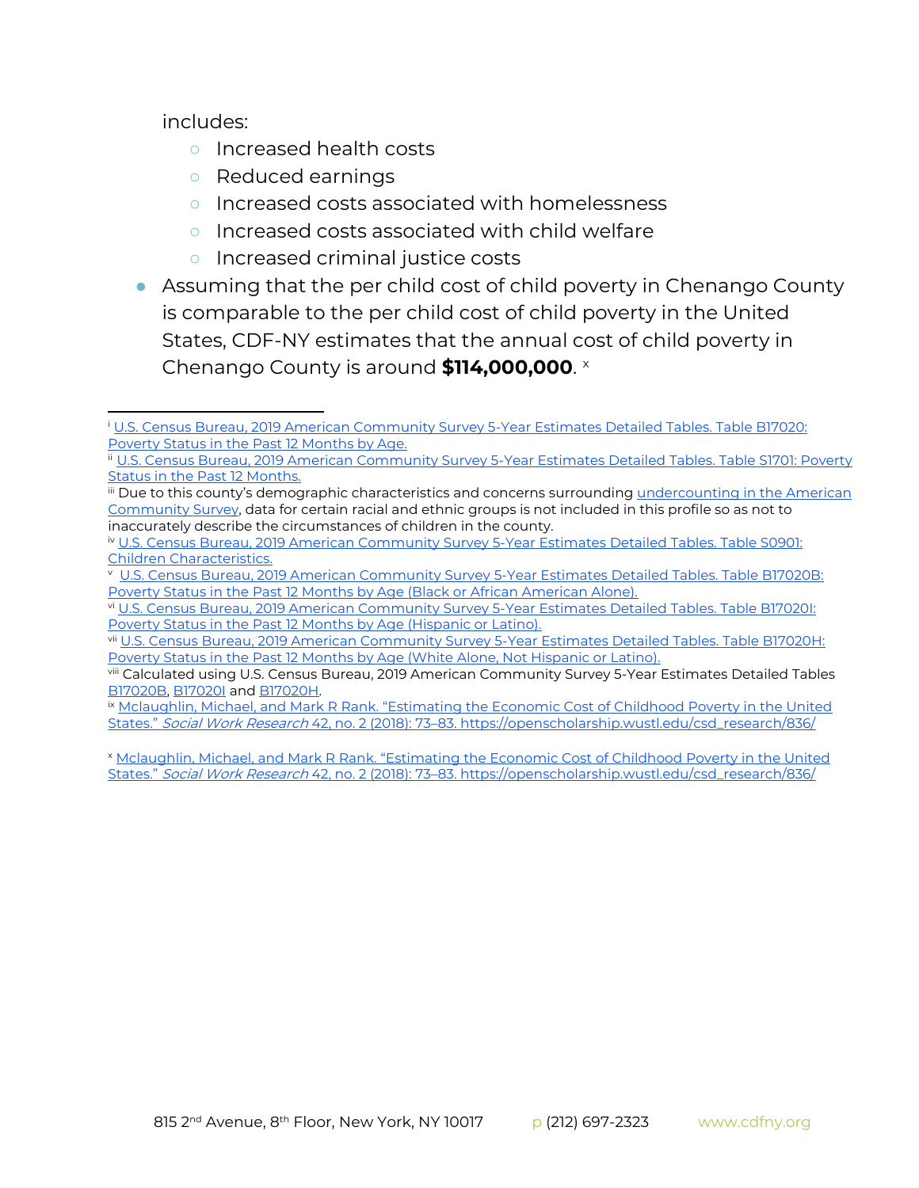includes:

- Increased health costs
- Reduced earnings
- Increased costs associated with homelessness
- Increased costs associated with child welfare
- Increased criminal justice costs

- Assuming that the per child cost of child poverty in Chenango County is comparable to the per child cost of child poverty in the United States, CDF-NY estimates that the annual cost of child poverty in Chenango County is around **$114,000,000**. [x]

---

[i] U.S. Census Bureau, 2019 American Community Survey 5-Year Estimates Detailed Tables. Table B17020: Poverty Status in the Past 12 Months by Age.

[ii] U.S. Census Bureau, 2019 American Community Survey 5-Year Estimates Detailed Tables. Table S1701: Poverty Status in the Past 12 Months.

[iii] Due to this county's demographic characteristics and concerns surrounding undercounting in the American Community Survey, data for certain racial and ethnic groups is not included in this profile so as not to inaccurately describe the circumstances of children in the county.

[iv] U.S. Census Bureau, 2019 American Community Survey 5-Year Estimates Detailed Tables. Table S0901: Children Characteristics.

[v] U.S. Census Bureau, 2019 American Community Survey 5-Year Estimates Detailed Tables. Table B17020B: Poverty Status in the Past 12 Months by Age (Black or African American Alone).

[vi] U.S. Census Bureau, 2019 American Community Survey 5-Year Estimates Detailed Tables. Table B17020I: Poverty Status in the Past 12 Months by Age (Hispanic or Latino).

[vii] U.S. Census Bureau, 2019 American Community Survey 5-Year Estimates Detailed Tables. Table B17020H: Poverty Status in the Past 12 Months by Age (White Alone, Not Hispanic or Latino).

[viii] Calculated using U.S. Census Bureau, 2019 American Community Survey 5-Year Estimates Detailed Tables B17020B, B17020I and B17020H.

[ix] Mclaughlin, Michael, and Mark R Rank. "Estimating the Economic Cost of Childhood Poverty in the United States." *Social Work Research* 42, no. 2 (2018): 73–83. https://openscholarship.wustl.edu/csd_research/836/

[x] Mclaughlin, Michael, and Mark R Rank. "Estimating the Economic Cost of Childhood Poverty in the United States." *Social Work Research* 42, no. 2 (2018): 73–83. https://openscholarship.wustl.edu/csd_research/836/